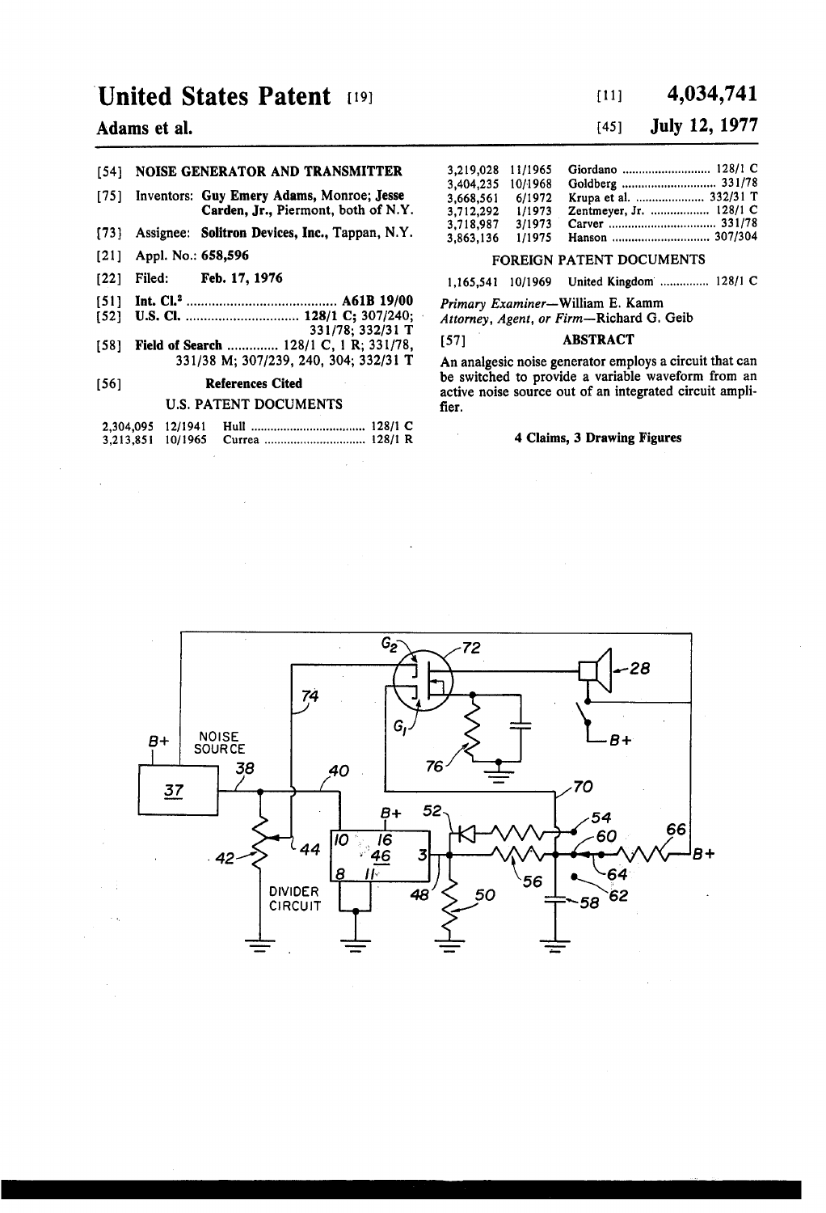# United States Patent [19]

**Adams et al.**

[11] **4,034,741**

[45] **July 12, 1977**

[54] **NOISE GENERATOR AND TRANSMITTER**

[75] Inventors: **Guy Emery Adams**, Monroe; **Jesse Carden, Jr.**, Piermont, both of N.Y.

[73] Assignee: **Solitron Devices, Inc.**, Tappan, N.Y.

[21] Appl. No.: **658,596**

[22] Filed: **Feb. 17, 1976**

[51] **Int. Cl.²** .................................. **A61B 19/00**

[52] **U.S. Cl.** .................................. **128/1 C**; 307/240; 331/78; 332/31 T

[58] **Field of Search** .............. 128/1 C, 1 R; 331/78, 331/38 M; 307/239, 240, 304; 332/31 T

[56] **References Cited**

U.S. PATENT DOCUMENTS

| | | | |
|---|---|---|---|
| 2,304,095 | 12/1941 | Hull | 128/1 C |
| 3,213,851 | 10/1965 | Currea | 128/1 R |
| 3,219,028 | 11/1965 | Giordano | 128/1 C |
| 3,404,235 | 10/1968 | Goldberg | 331/78 |
| 3,668,561 | 6/1972 | Krupa et al. | 332/31 T |
| 3,712,292 | 1/1973 | Zentmeyer, Jr. | 128/1 C |
| 3,718,987 | 3/1973 | Carver | 331/78 |
| 3,863,136 | 1/1975 | Hanson | 307/304 |

FOREIGN PATENT DOCUMENTS

| | | | |
|---|---|---|---|
| 1,165,541 | 10/1969 | United Kingdom | 128/1 C |

*Primary Examiner*—William E. Kamm
*Attorney, Agent, or Firm*—Richard G. Geib

[57] **ABSTRACT**

An analgesic noise generator employs a circuit that can be switched to provide a variable waveform from an active noise source out of an integrated circuit amplifier.

**4 Claims, 3 Drawing Figures**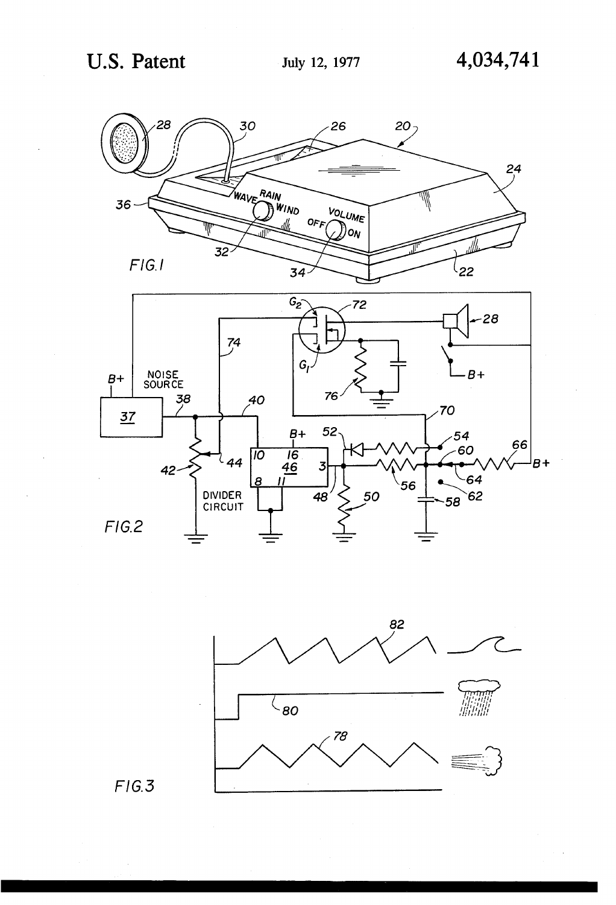FIG. 1

FIG. 2

FIG. 3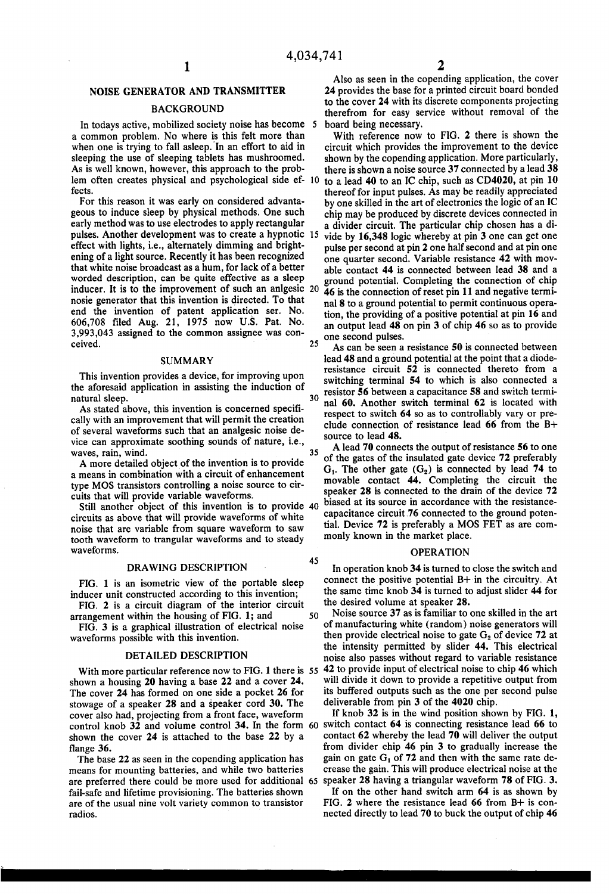# NOISE GENERATOR AND TRANSMITTER

## BACKGROUND

In todays active, mobilized society noise has become a common problem. No where is this felt more than when one is trying to fall asleep. In an effort to aid in sleeping the use of sleeping tablets has mushroomed. As is well known, however, this approach to the problem often creates physical and psychological side effects.

For this reason it was early on considered advantageous to induce sleep by physical methods. One such early method was to use electrodes to apply rectangular pulses. Another development was to create a hypnotic effect with lights, i.e., alternately dimming and brightening of a light source. Recently it has been recognized that white noise broadcast as a hum, for lack of a better worded description, can be quite effective as a sleep inducer. It is to the improvement of such an anlgesic nosie generator that this invention is directed. To that end the invention of patent application ser. No. 606,708 filed Aug. 21, 1975 now U.S. Pat. No. 3,993,043 assigned to the common assignee was conceived.

## SUMMARY

This invention provides a device, for improving upon the aforesaid application in assisting the induction of natural sleep.

As stated above, this invention is concerned specifically with an improvement that will permit the creation of several waveforms such that an analgesic noise device can approximate soothing sounds of nature, i.e., waves, rain, wind.

A more detailed object of the invention is to provide a means in combination with a circuit of enhancement type MOS transistors controlling a noise source to circuits that will provide variable waveforms.

Still another object of this invention is to provide circuits as above that will provide waveforms of white noise that are variable from square waveform to saw tooth waveform to trangular waveforms and to steady waveforms.

## DRAWING DESCRIPTION

FIG. **1** is an isometric view of the portable sleep inducer unit constructed according to this invention;

FIG. **2** is a circuit diagram of the interior circuit arrangement within the housing of FIG. **1**; and

FIG. **3** is a graphical illustration of electrical noise waveforms possible with this invention.

## DETAILED DESCRIPTION

With more particular reference now to FIG. **1** there is shown a housing **20** having a base **22** and a cover **24**. The cover **24** has formed on one side a pocket **26** for stowage of a speaker **28** and a speaker cord **30**. The cover also had, projecting from a front face, waveform control knob **32** and volume control **34**. In the form shown the cover **24** is attached to the base **22** by a flange **36**.

The base **22** as seen in the copending application has means for mounting batteries, and while two batteries are preferred there could be more used for additional fail-safe and lifetime provisioning. The batteries shown are of the usual nine volt variety common to transistor radios.

Also as seen in the copending application, the cover **24** provides the base for a printed circuit board bonded to the cover **24** with its discrete components projecting therefrom for easy service without removal of the board being necessary.

With reference now to FIG. **2** there is shown the circuit which provides the improvement to the device shown by the copending application. More particularly, there is shown a noise source **37** connected by a lead **38** to a lead **40** to an IC chip, such as **CD4020**, at pin **10** thereof for input pulses. As may be readily appreciated by one skilled in the art of electronics the logic of an IC chip may be produced by discrete devices connected in a divider circuit. The particular chip chosen has a divide by **16,348** logic whereby at pin **3** one can get one pulse per second at pin **2** one half second and at pin one one quarter second. Variable resistance **42** with movable contact **44** is connected between lead **38** and a ground potential. Completing the connection of chip **46** is the connection of reset pin **11** and negative terminal **8** to a ground potential to permit continuous operation, the providing of a positive potential at pin **16** and an output lead **48** on pin **3** of chip **46** so as to provide one second pulses.

As can be seen a resistance **50** is connected between lead **48** and a ground potential at the point that a diode-resistance circuit **52** is connected thereto from a switching terminal **54** to which is also connected a resistor **56** between a capacitance **58** and switch terminal **60**. Another switch terminal **62** is located with respect to switch **64** so as to controllably vary or preclude connection of resistance lead **66** from the B+ source to lead **48**.

A lead **70** connects the output of resistance **56** to one of the gates of the insulated gate device **72** preferably $G_1$. The other gate ($G_2$) is connected by lead **74** to movable contact **44**. Completing the circuit the speaker **28** is connected to the drain of the device **72** biased at its source in accordance with the resistance-capacitance circuit **76** connected to the ground potential. Device **72** is preferably a MOS FET as are commonly known in the market place.

## OPERATION

In operation knob **34** is turned to close the switch and connect the positive potential B+ in the circuitry. At the same time knob **34** is turned to adjust slider **44** for the desired volume at speaker **28**.

Noise source **37** as is familiar to one skilled in the art of manufacturing white (random) noise generators will then provide electrical noise to gate $G_2$ of device **72** at the intensity permitted by slider **44**. This electrical noise also passes without regard to variable resistance **42** to provide input of electrical noise to chip **46** which will divide it down to provide a repetitive output from its buffered outputs such as the one per second pulse deliverable from pin **3** of the **4020** chip.

If knob **32** is in the wind position shown by FIG. **1**, switch contact **64** is connecting resistance lead **66** to contact **62** whereby the lead **70** will deliver the output from divider chip **46** pin **3** to gradually increase the gain on gate $G_1$ of **72** and then with the same rate decrease the gain. This will produce electrical noise at the speaker **28** having a triangular waveform **78** of FIG. **3**.

If on the other hand switch arm **64** is as shown by FIG. **2** where the resistance lead **66** from B+ is connected directly to lead **70** to buck the output of chip **46**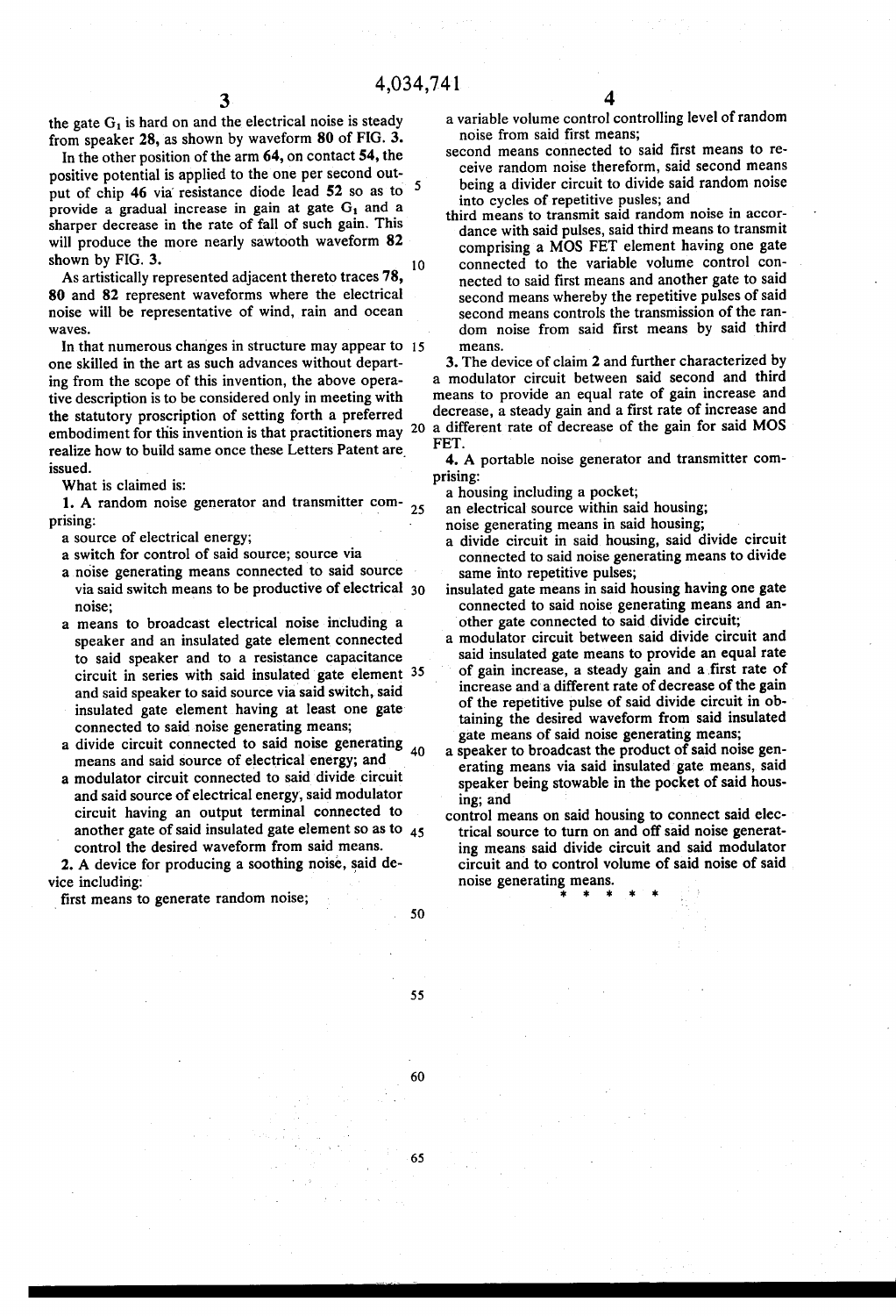the gate $G_1$ is hard on and the electrical noise is steady from speaker **28**, as shown by waveform **80** of FIG. **3.**

In the other position of the arm **64**, on contact **54**, the positive potential is applied to the one per second output of chip **46** via resistance diode lead **52** so as to provide a gradual increase in gain at gate $G_1$ and a sharper decrease in the rate of fall of such gain. This will produce the more nearly sawtooth waveform **82** shown by FIG. **3.**

As artistically represented adjacent thereto traces **78, 80** and **82** represent waveforms where the electrical noise will be representative of wind, rain and ocean waves.

In that numerous changes in structure may appear to one skilled in the art as such advances without departing from the scope of this invention, the above operative description is to be considered only in meeting with the statutory proscription of setting forth a preferred embodiment for this invention is that practitioners may realize how to build same once these Letters Patent are issued.

What is claimed is:

**1.** A random noise generator and transmitter comprising:

- a source of electrical energy;
- a switch for control of said source; source via
- a noise generating means connected to said source via said switch means to be productive of electrical noise;
- a means to broadcast electrical noise including a speaker and an insulated gate element connected to said speaker and to a resistance capacitance circuit in series with said insulated gate element and said speaker to said source via said switch, said insulated gate element having at least one gate connected to said noise generating means;
- a divide circuit connected to said noise generating means and said source of electrical energy; and
- a modulator circuit connected to said divide circuit and said source of electrical energy, said modulator circuit having an output terminal connected to another gate of said insulated gate element so as to control the desired waveform from said means.

**2.** A device for producing a soothing noise, said device including:

- first means to generate random noise;
- a variable volume control controlling level of random noise from said first means;
- second means connected to said first means to receive random noise thereform, said second means being a divider circuit to divide said random noise into cycles of repetitive pusles; and
- third means to transmit said random noise in accordance with said pulses, said third means to transmit comprising a MOS FET element having one gate connected to the variable volume control connected to said first means and another gate to said second means whereby the repetitive pulses of said second means controls the transmission of the random noise from said first means by said third means.

**3.** The device of claim **2** and further characterized by a modulator circuit between said second and third means to provide an equal rate of gain increase and decrease, a steady gain and a first rate of increase and a different rate of decrease of the gain for said MOS FET.

**4.** A portable noise generator and transmitter comprising:

- a housing including a pocket;
- an electrical source within said housing;
- noise generating means in said housing;
- a divide circuit in said housing, said divide circuit connected to said noise generating means to divide same into repetitive pulses;
- insulated gate means in said housing having one gate connected to said noise generating means and another gate connected to said divide circuit;
- a modulator circuit between said divide circuit and said insulated gate means to provide an equal rate of gain increase, a steady gain and a first rate of increase and a different rate of decrease of the gain of the repetitive pulse of said divide circuit in obtaining the desired waveform from said insulated gate means of said noise generating means;
- a speaker to broadcast the product of said noise generating means via said insulated gate means, said speaker being stowable in the pocket of said housing; and
- control means on said housing to connect said electrical source to turn on and off said noise generating means said divide circuit and said modulator circuit and to control volume of said noise of said noise generating means.

\* \* \* \* \*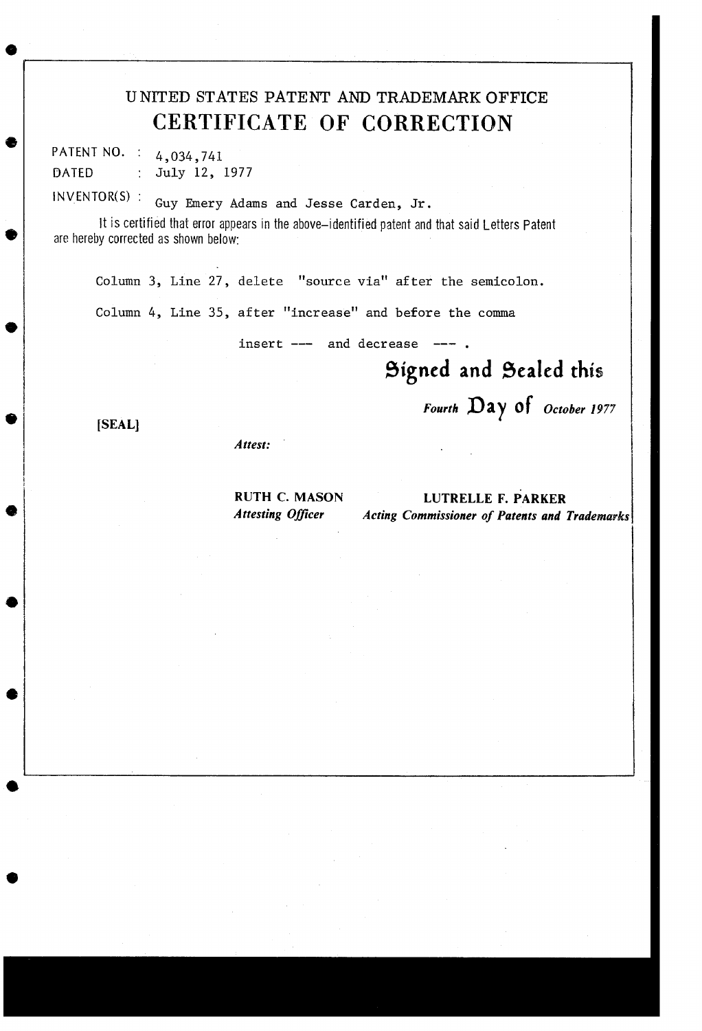# UNITED STATES PATENT AND TRADEMARK OFFICE

# CERTIFICATE OF CORRECTION

PATENT NO. : 4,034,741

DATED : July 12, 1977

INVENTOR(S) : Guy Emery Adams and Jesse Carden, Jr.

It is certified that error appears in the above-identified patent and that said Letters Patent are hereby corrected as shown below:

Column 3, Line 27, delete "source via" after the semicolon.

Column 4, Line 35, after "increase" and before the comma insert --- and decrease --- .

**Signed and Sealed this**

*Fourth* **Day of** *October 1977*

[SEAL]

*Attest:*

**RUTH C. MASON**
*Attesting Officer*

**LUTRELLE F. PARKER**
*Acting Commissioner of Patents and Trademarks*